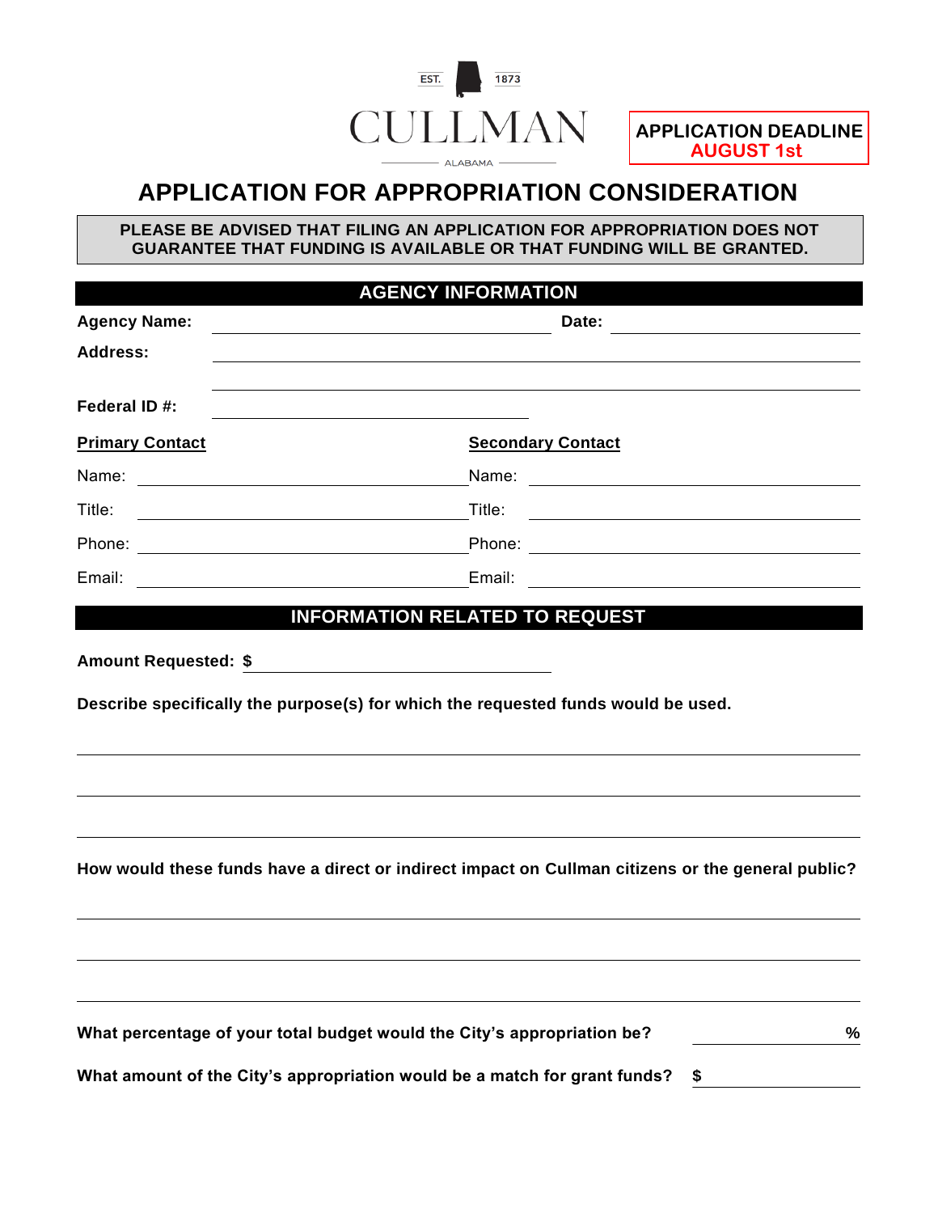EST. 1873

CULLMAN

ALABAMA

**APPLICATION DEADLINE**
**AUGUST 1st**

# APPLICATION FOR APPROPRIATION CONSIDERATION

**PLEASE BE ADVISED THAT FILING AN APPLICATION FOR APPROPRIATION DOES NOT GUARANTEE THAT FUNDING IS AVAILABLE OR THAT FUNDING WILL BE GRANTED.**

## AGENCY INFORMATION

**Agency Name:** ______________________ **Date:** ______________________

**Address:** ______________________________________________

______________________________________________

**Federal ID #:** ______________________

| **Primary Contact** | **Secondary Contact** |
|---|---|
| Name: | Name: |
| Title: | Title: |
| Phone: | Phone: |
| Email: | Email: |

## INFORMATION RELATED TO REQUEST

**Amount Requested: $** ______________________

**Describe specifically the purpose(s) for which the requested funds would be used.**

______________________________________________

______________________________________________

______________________________________________

**How would these funds have a direct or indirect impact on Cullman citizens or the general public?**

______________________________________________

______________________________________________

______________________________________________

**What percentage of your total budget would the City's appropriation be?** __________ **%**

**What amount of the City's appropriation would be a match for grant funds?** **$** __________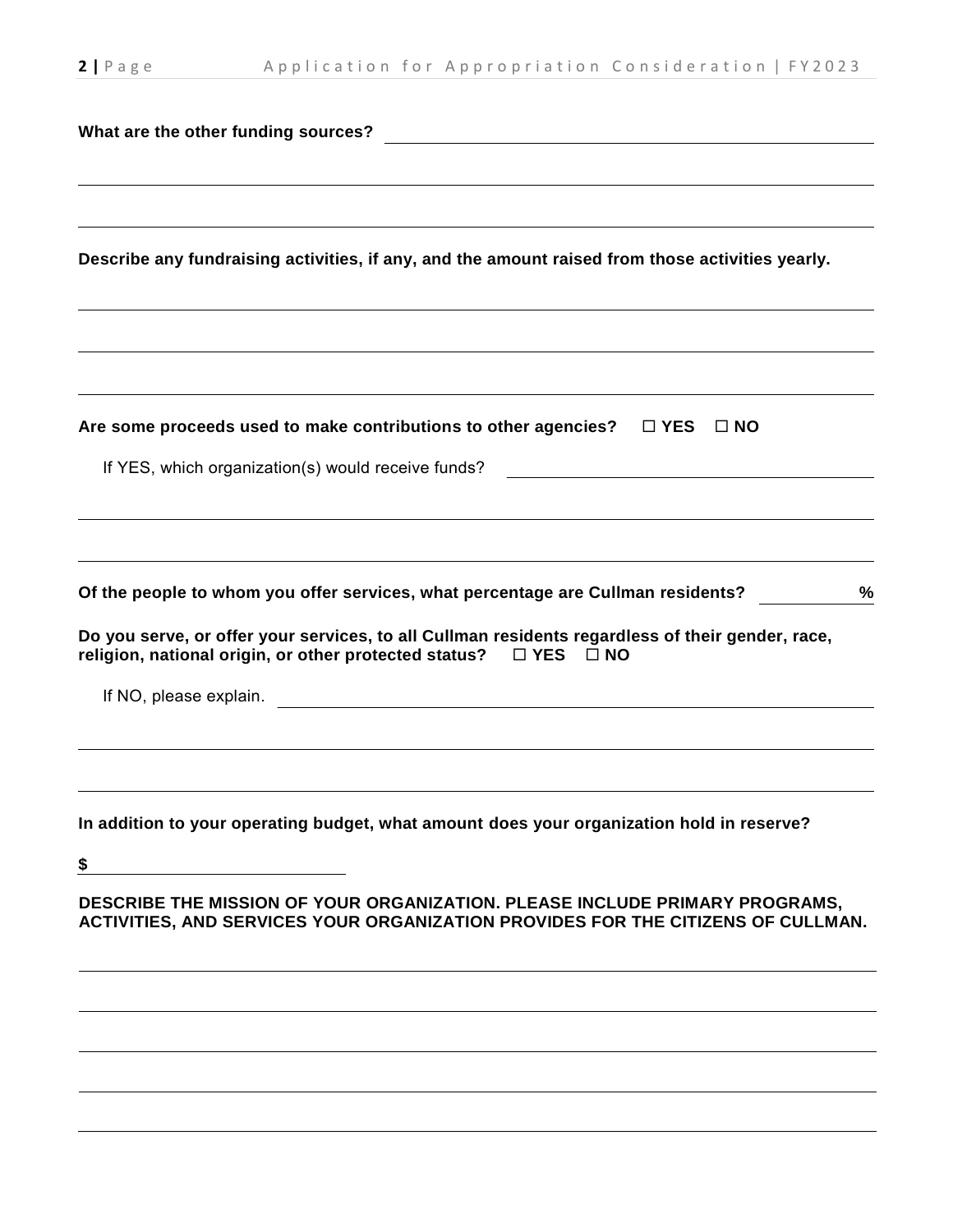**What are the other funding sources?** \_\_\_\_\_\_\_\_\_\_\_\_\_\_\_\_\_\_\_\_\_\_\_\_\_\_\_\_\_\_\_\_\_\_\_\_\_\_\_\_

\_\_\_\_\_\_\_\_\_\_\_\_\_\_\_\_\_\_\_\_\_\_\_\_\_\_\_\_\_\_\_\_\_\_\_\_\_\_\_\_\_\_\_\_\_\_\_\_\_\_\_\_\_\_\_\_\_\_\_\_\_\_\_\_

\_\_\_\_\_\_\_\_\_\_\_\_\_\_\_\_\_\_\_\_\_\_\_\_\_\_\_\_\_\_\_\_\_\_\_\_\_\_\_\_\_\_\_\_\_\_\_\_\_\_\_\_\_\_\_\_\_\_\_\_\_\_\_\_

**Describe any fundraising activities, if any, and the amount raised from those activities yearly.**

\_\_\_\_\_\_\_\_\_\_\_\_\_\_\_\_\_\_\_\_\_\_\_\_\_\_\_\_\_\_\_\_\_\_\_\_\_\_\_\_\_\_\_\_\_\_\_\_\_\_\_\_\_\_\_\_\_\_\_\_\_\_\_\_

\_\_\_\_\_\_\_\_\_\_\_\_\_\_\_\_\_\_\_\_\_\_\_\_\_\_\_\_\_\_\_\_\_\_\_\_\_\_\_\_\_\_\_\_\_\_\_\_\_\_\_\_\_\_\_\_\_\_\_\_\_\_\_\_

\_\_\_\_\_\_\_\_\_\_\_\_\_\_\_\_\_\_\_\_\_\_\_\_\_\_\_\_\_\_\_\_\_\_\_\_\_\_\_\_\_\_\_\_\_\_\_\_\_\_\_\_\_\_\_\_\_\_\_\_\_\_\_\_

**Are some proceeds used to make contributions to other agencies?** ☐ **YES** ☐ **NO**

If YES, which organization(s) would receive funds? \_\_\_\_\_\_\_\_\_\_\_\_\_\_\_\_\_\_\_\_\_\_\_\_\_\_\_\_\_\_

\_\_\_\_\_\_\_\_\_\_\_\_\_\_\_\_\_\_\_\_\_\_\_\_\_\_\_\_\_\_\_\_\_\_\_\_\_\_\_\_\_\_\_\_\_\_\_\_\_\_\_\_\_\_\_\_\_\_\_\_\_\_\_\_

\_\_\_\_\_\_\_\_\_\_\_\_\_\_\_\_\_\_\_\_\_\_\_\_\_\_\_\_\_\_\_\_\_\_\_\_\_\_\_\_\_\_\_\_\_\_\_\_\_\_\_\_\_\_\_\_\_\_\_\_\_\_\_\_

**Of the people to whom you offer services, what percentage are Cullman residents?** \_\_\_\_\_\_\_\_ **%**

**Do you serve, or offer your services, to all Cullman residents regardless of their gender, race, religion, national origin, or other protected status?** ☐ **YES** ☐ **NO**

If NO, please explain. \_\_\_\_\_\_\_\_\_\_\_\_\_\_\_\_\_\_\_\_\_\_\_\_\_\_\_\_\_\_\_\_\_\_\_\_\_\_\_\_\_\_\_\_\_\_\_\_

\_\_\_\_\_\_\_\_\_\_\_\_\_\_\_\_\_\_\_\_\_\_\_\_\_\_\_\_\_\_\_\_\_\_\_\_\_\_\_\_\_\_\_\_\_\_\_\_\_\_\_\_\_\_\_\_\_\_\_\_\_\_\_\_

\_\_\_\_\_\_\_\_\_\_\_\_\_\_\_\_\_\_\_\_\_\_\_\_\_\_\_\_\_\_\_\_\_\_\_\_\_\_\_\_\_\_\_\_\_\_\_\_\_\_\_\_\_\_\_\_\_\_\_\_\_\_\_\_

**In addition to your operating budget, what amount does your organization hold in reserve?**

**$** \_\_\_\_\_\_\_\_\_\_\_\_\_\_\_\_\_\_\_\_

**DESCRIBE THE MISSION OF YOUR ORGANIZATION. PLEASE INCLUDE PRIMARY PROGRAMS, ACTIVITIES, AND SERVICES YOUR ORGANIZATION PROVIDES FOR THE CITIZENS OF CULLMAN.**

\_\_\_\_\_\_\_\_\_\_\_\_\_\_\_\_\_\_\_\_\_\_\_\_\_\_\_\_\_\_\_\_\_\_\_\_\_\_\_\_\_\_\_\_\_\_\_\_\_\_\_\_\_\_\_\_\_\_\_\_\_\_\_\_

\_\_\_\_\_\_\_\_\_\_\_\_\_\_\_\_\_\_\_\_\_\_\_\_\_\_\_\_\_\_\_\_\_\_\_\_\_\_\_\_\_\_\_\_\_\_\_\_\_\_\_\_\_\_\_\_\_\_\_\_\_\_\_\_

\_\_\_\_\_\_\_\_\_\_\_\_\_\_\_\_\_\_\_\_\_\_\_\_\_\_\_\_\_\_\_\_\_\_\_\_\_\_\_\_\_\_\_\_\_\_\_\_\_\_\_\_\_\_\_\_\_\_\_\_\_\_\_\_

\_\_\_\_\_\_\_\_\_\_\_\_\_\_\_\_\_\_\_\_\_\_\_\_\_\_\_\_\_\_\_\_\_\_\_\_\_\_\_\_\_\_\_\_\_\_\_\_\_\_\_\_\_\_\_\_\_\_\_\_\_\_\_\_

\_\_\_\_\_\_\_\_\_\_\_\_\_\_\_\_\_\_\_\_\_\_\_\_\_\_\_\_\_\_\_\_\_\_\_\_\_\_\_\_\_\_\_\_\_\_\_\_\_\_\_\_\_\_\_\_\_\_\_\_\_\_\_\_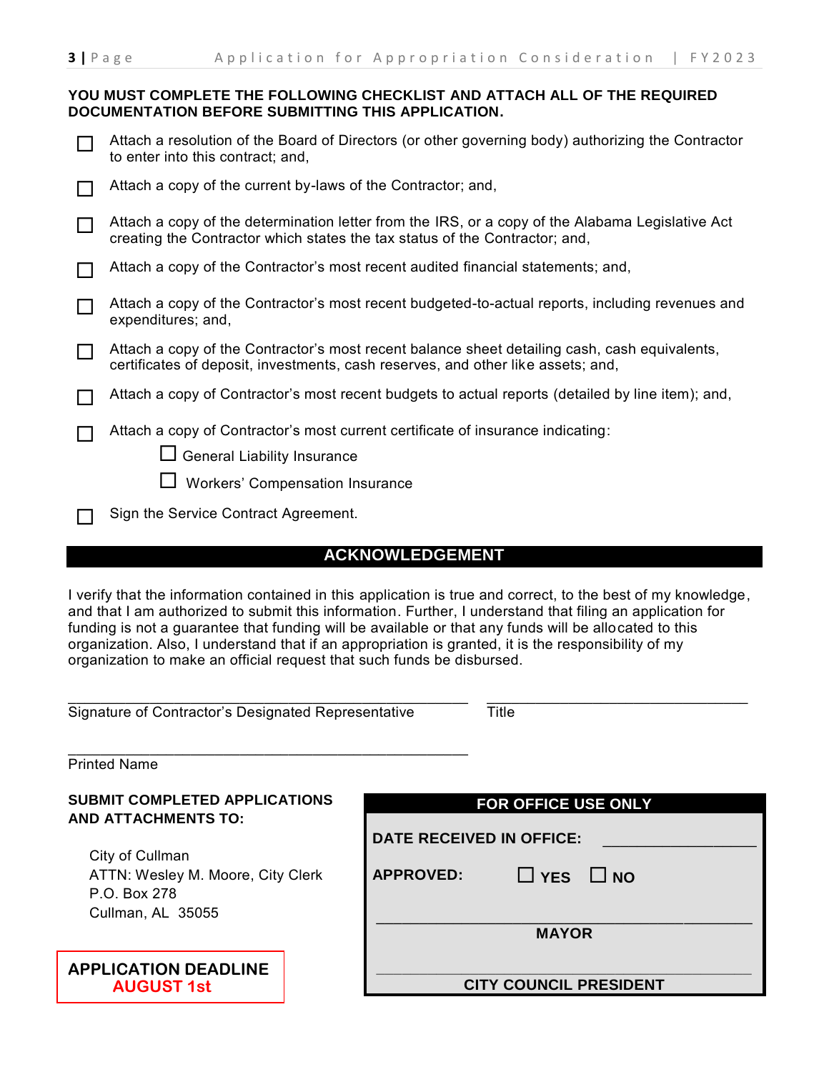**YOU MUST COMPLETE THE FOLLOWING CHECKLIST AND ATTACH ALL OF THE REQUIRED DOCUMENTATION BEFORE SUBMITTING THIS APPLICATION.**

- ☐ Attach a resolution of the Board of Directors (or other governing body) authorizing the Contractor to enter into this contract; and,
- ☐ Attach a copy of the current by-laws of the Contractor; and,
- ☐ Attach a copy of the determination letter from the IRS, or a copy of the Alabama Legislative Act creating the Contractor which states the tax status of the Contractor; and,
- ☐ Attach a copy of the Contractor's most recent audited financial statements; and,
- ☐ Attach a copy of the Contractor's most recent budgeted-to-actual reports, including revenues and expenditures; and,
- ☐ Attach a copy of the Contractor's most recent balance sheet detailing cash, cash equivalents, certificates of deposit, investments, cash reserves, and other like assets; and,
- ☐ Attach a copy of Contractor's most recent budgets to actual reports (detailed by line item); and,
- ☐ Attach a copy of Contractor's most current certificate of insurance indicating:
  - ☐ General Liability Insurance
  - ☐ Workers' Compensation Insurance
- ☐ Sign the Service Contract Agreement.

## ACKNOWLEDGEMENT

I verify that the information contained in this application is true and correct, to the best of my knowledge, and that I am authorized to submit this information. Further, I understand that filing an application for funding is not a guarantee that funding will be available or that any funds will be allocated to this organization. Also, I understand that if an appropriation is granted, it is the responsibility of my organization to make an official request that such funds be disbursed.

_______________________________________________ &nbsp;&nbsp; ______________________________
Signature of Contractor's Designated Representative &nbsp;&nbsp; Title

_______________________________________________
Printed Name

**SUBMIT COMPLETED APPLICATIONS AND ATTACHMENTS TO:**

City of Cullman
ATTN: Wesley M. Moore, City Clerk
P.O. Box 278
Cullman, AL 35055

**APPLICATION DEADLINE**
**AUGUST 1st**

**FOR OFFICE USE ONLY**

**DATE RECEIVED IN OFFICE:** ________________

**APPROVED:** ☐ **YES** ☐ **NO**

_______________________________________________
**MAYOR**

_______________________________________________
**CITY COUNCIL PRESIDENT**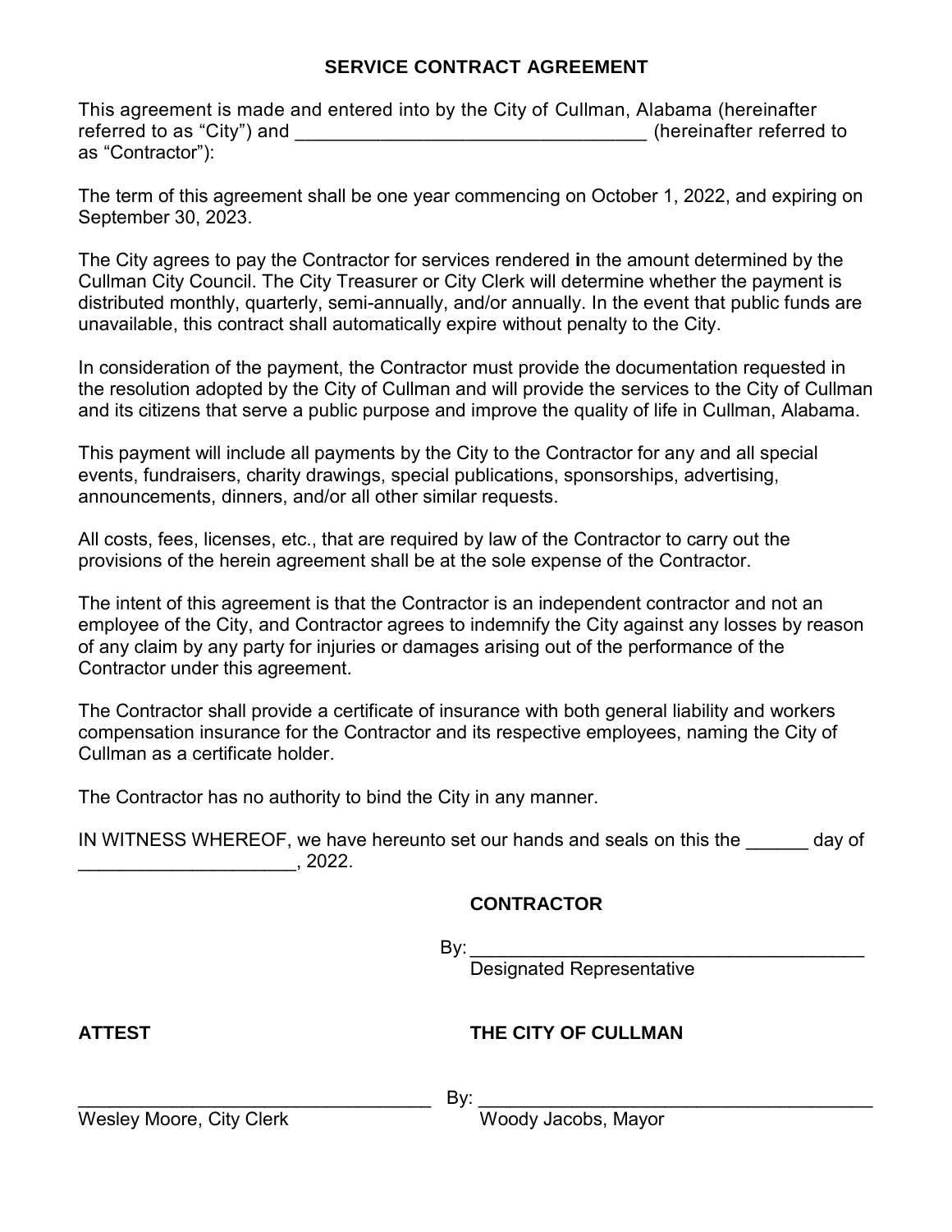## SERVICE CONTRACT AGREEMENT

This agreement is made and entered into by the City of Cullman, Alabama (hereinafter referred to as “City”) and _________________________________ (hereinafter referred to as “Contractor”):

The term of this agreement shall be one year commencing on October 1, 2022, and expiring on September 30, 2023.

The City agrees to pay the Contractor for services rendered in the amount determined by the Cullman City Council. The City Treasurer or City Clerk will determine whether the payment is distributed monthly, quarterly, semi-annually, and/or annually. In the event that public funds are unavailable, this contract shall automatically expire without penalty to the City.

In consideration of the payment, the Contractor must provide the documentation requested in the resolution adopted by the City of Cullman and will provide the services to the City of Cullman and its citizens that serve a public purpose and improve the quality of life in Cullman, Alabama.

This payment will include all payments by the City to the Contractor for any and all special events, fundraisers, charity drawings, special publications, sponsorships, advertising, announcements, dinners, and/or all other similar requests.

All costs, fees, licenses, etc., that are required by law of the Contractor to carry out the provisions of the herein agreement shall be at the sole expense of the Contractor.

The intent of this agreement is that the Contractor is an independent contractor and not an employee of the City, and Contractor agrees to indemnify the City against any losses by reason of any claim by any party for injuries or damages arising out of the performance of the Contractor under this agreement.

The Contractor shall provide a certificate of insurance with both general liability and workers compensation insurance for the Contractor and its respective employees, naming the City of Cullman as a certificate holder.

The Contractor has no authority to bind the City in any manner.

IN WITNESS WHEREOF, we have hereunto set our hands and seals on this the ______ day of _____________________, 2022.

**CONTRACTOR**

By: _______________________________________
Designated Representative

**ATTEST**

___________________________________
Wesley Moore, City Clerk

**THE CITY OF CULLMAN**

By: _______________________________________
Woody Jacobs, Mayor